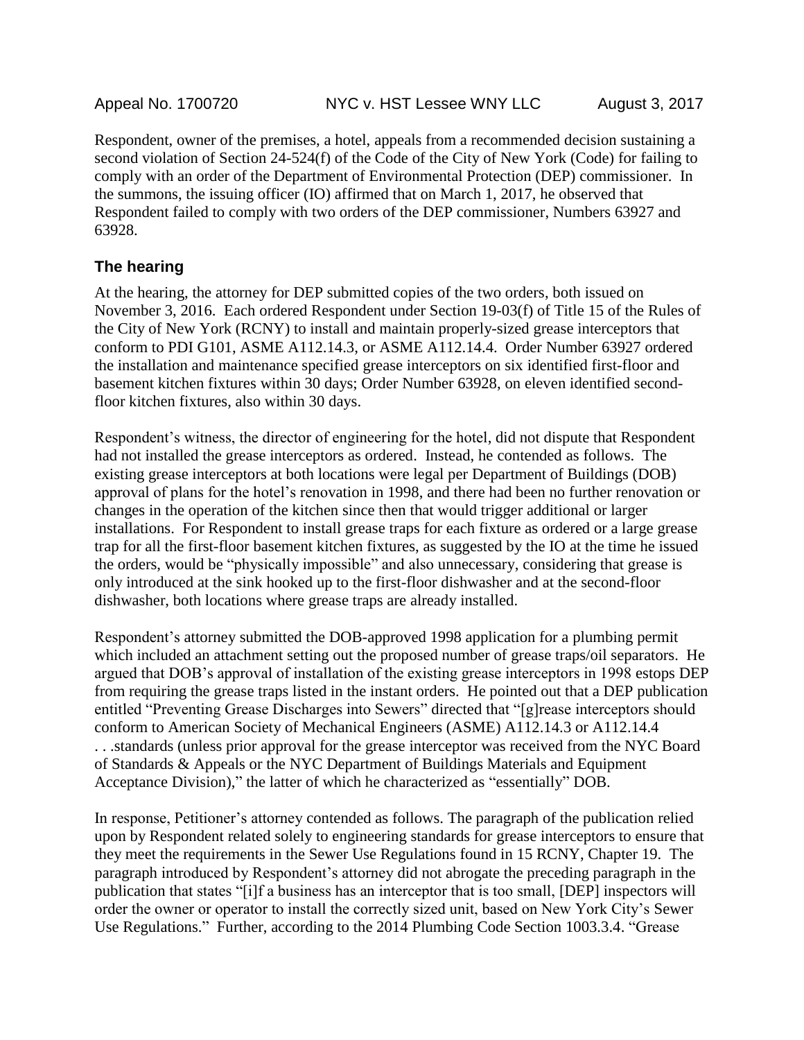Appeal No. 1700720 NYC v. HST Lessee WNY LLC August 3, 2017

Respondent, owner of the premises, a hotel, appeals from a recommended decision sustaining a second violation of Section 24-524(f) of the Code of the City of New York (Code) for failing to comply with an order of the Department of Environmental Protection (DEP) commissioner. In the summons, the issuing officer (IO) affirmed that on March 1, 2017, he observed that Respondent failed to comply with two orders of the DEP commissioner, Numbers 63927 and 63928.

## The hearing

At the hearing, the attorney for DEP submitted copies of the two orders, both issued on November 3, 2016. Each ordered Respondent under Section 19-03(f) of Title 15 of the Rules of the City of New York (RCNY) to install and maintain properly-sized grease interceptors that conform to PDI G101, ASME A112.14.3, or ASME A112.14.4. Order Number 63927 ordered the installation and maintenance specified grease interceptors on six identified first-floor and basement kitchen fixtures within 30 days; Order Number 63928, on eleven identified second-floor kitchen fixtures, also within 30 days.

Respondent's witness, the director of engineering for the hotel, did not dispute that Respondent had not installed the grease interceptors as ordered. Instead, he contended as follows. The existing grease interceptors at both locations were legal per Department of Buildings (DOB) approval of plans for the hotel's renovation in 1998, and there had been no further renovation or changes in the operation of the kitchen since then that would trigger additional or larger installations. For Respondent to install grease traps for each fixture as ordered or a large grease trap for all the first-floor basement kitchen fixtures, as suggested by the IO at the time he issued the orders, would be "physically impossible" and also unnecessary, considering that grease is only introduced at the sink hooked up to the first-floor dishwasher and at the second-floor dishwasher, both locations where grease traps are already installed.

Respondent's attorney submitted the DOB-approved 1998 application for a plumbing permit which included an attachment setting out the proposed number of grease traps/oil separators. He argued that DOB's approval of installation of the existing grease interceptors in 1998 estops DEP from requiring the grease traps listed in the instant orders. He pointed out that a DEP publication entitled "Preventing Grease Discharges into Sewers" directed that "[g]rease interceptors should conform to American Society of Mechanical Engineers (ASME) A112.14.3 or A112.14.4 . . .standards (unless prior approval for the grease interceptor was received from the NYC Board of Standards & Appeals or the NYC Department of Buildings Materials and Equipment Acceptance Division)," the latter of which he characterized as "essentially" DOB.

In response, Petitioner's attorney contended as follows. The paragraph of the publication relied upon by Respondent related solely to engineering standards for grease interceptors to ensure that they meet the requirements in the Sewer Use Regulations found in 15 RCNY, Chapter 19. The paragraph introduced by Respondent's attorney did not abrogate the preceding paragraph in the publication that states "[i]f a business has an interceptor that is too small, [DEP] inspectors will order the owner or operator to install the correctly sized unit, based on New York City's Sewer Use Regulations." Further, according to the 2014 Plumbing Code Section 1003.3.4. "Grease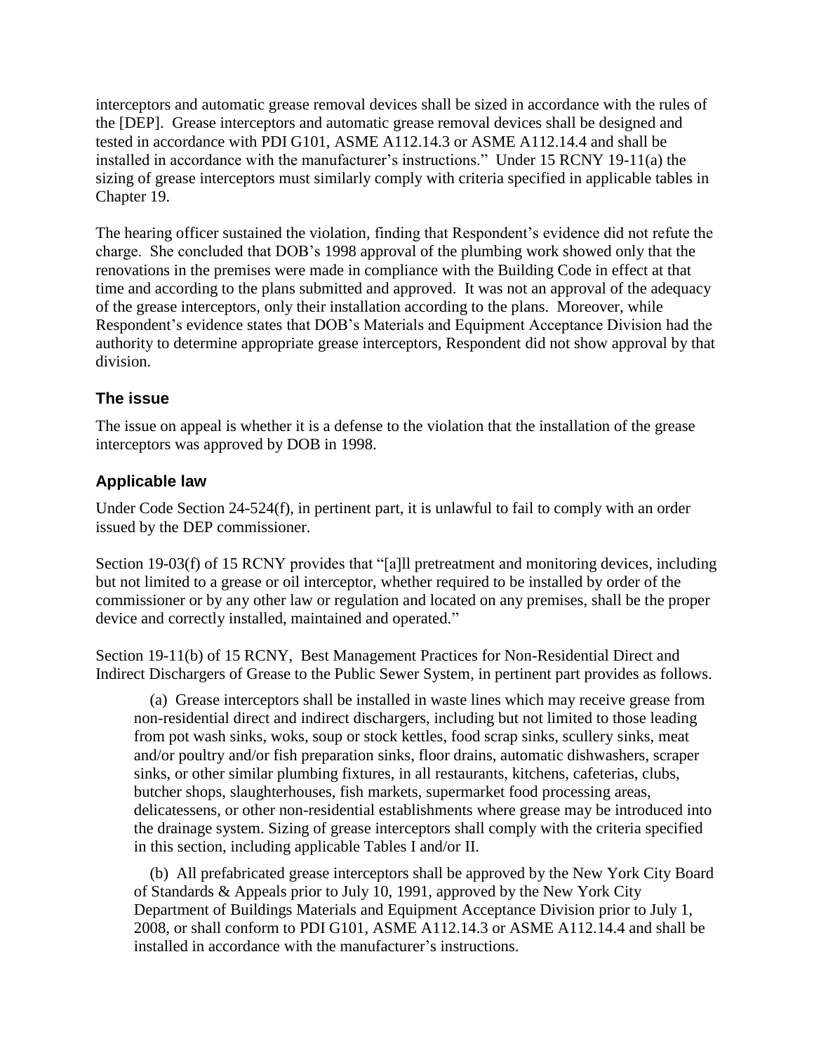interceptors and automatic grease removal devices shall be sized in accordance with the rules of the [DEP]. Grease interceptors and automatic grease removal devices shall be designed and tested in accordance with PDI G101, ASME A112.14.3 or ASME A112.14.4 and shall be installed in accordance with the manufacturer's instructions." Under 15 RCNY 19-11(a) the sizing of grease interceptors must similarly comply with criteria specified in applicable tables in Chapter 19.

The hearing officer sustained the violation, finding that Respondent's evidence did not refute the charge. She concluded that DOB's 1998 approval of the plumbing work showed only that the renovations in the premises were made in compliance with the Building Code in effect at that time and according to the plans submitted and approved. It was not an approval of the adequacy of the grease interceptors, only their installation according to the plans. Moreover, while Respondent's evidence states that DOB's Materials and Equipment Acceptance Division had the authority to determine appropriate grease interceptors, Respondent did not show approval by that division.

## The issue

The issue on appeal is whether it is a defense to the violation that the installation of the grease interceptors was approved by DOB in 1998.

## Applicable law

Under Code Section 24-524(f), in pertinent part, it is unlawful to fail to comply with an order issued by the DEP commissioner.

Section 19-03(f) of 15 RCNY provides that "[a]ll pretreatment and monitoring devices, including but not limited to a grease or oil interceptor, whether required to be installed by order of the commissioner or by any other law or regulation and located on any premises, shall be the proper device and correctly installed, maintained and operated."

Section 19-11(b) of 15 RCNY, Best Management Practices for Non-Residential Direct and Indirect Dischargers of Grease to the Public Sewer System, in pertinent part provides as follows.

> (a) Grease interceptors shall be installed in waste lines which may receive grease from non-residential direct and indirect dischargers, including but not limited to those leading from pot wash sinks, woks, soup or stock kettles, food scrap sinks, scullery sinks, meat and/or poultry and/or fish preparation sinks, floor drains, automatic dishwashers, scraper sinks, or other similar plumbing fixtures, in all restaurants, kitchens, cafeterias, clubs, butcher shops, slaughterhouses, fish markets, supermarket food processing areas, delicatessens, or other non-residential establishments where grease may be introduced into the drainage system. Sizing of grease interceptors shall comply with the criteria specified in this section, including applicable Tables I and/or II.
>
> (b) All prefabricated grease interceptors shall be approved by the New York City Board of Standards & Appeals prior to July 10, 1991, approved by the New York City Department of Buildings Materials and Equipment Acceptance Division prior to July 1, 2008, or shall conform to PDI G101, ASME A112.14.3 or ASME A112.14.4 and shall be installed in accordance with the manufacturer's instructions.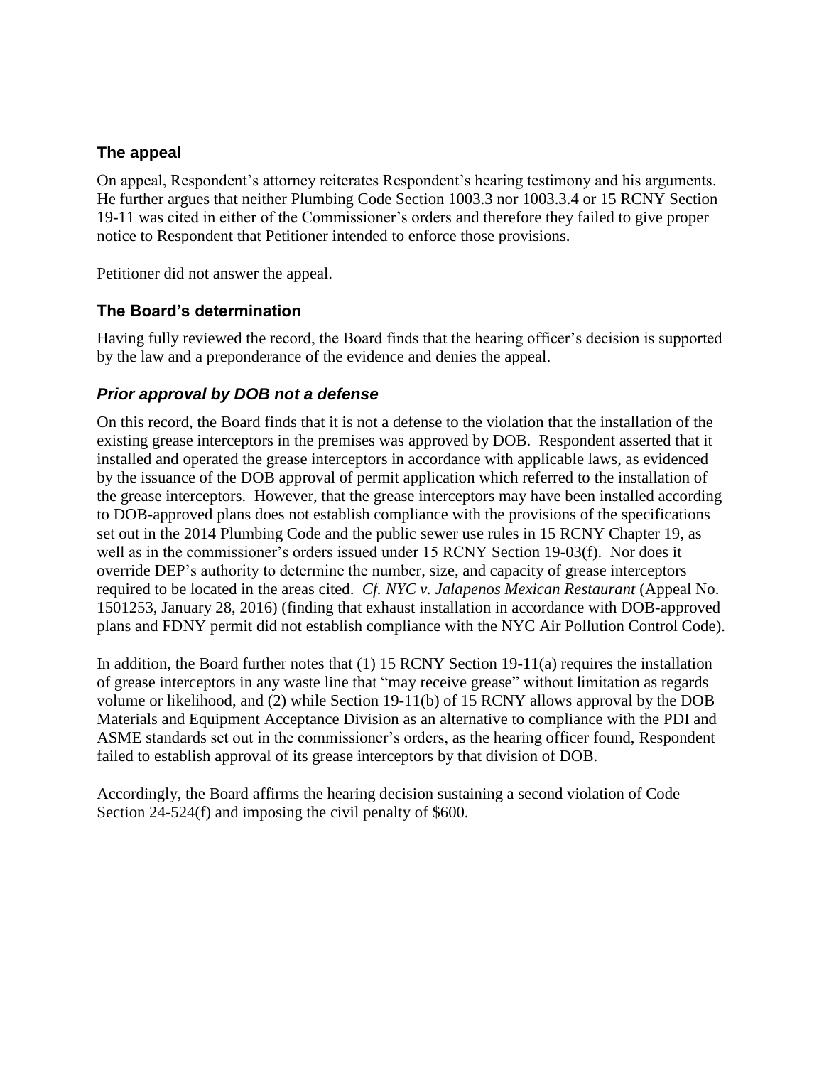## The appeal

On appeal, Respondent's attorney reiterates Respondent's hearing testimony and his arguments. He further argues that neither Plumbing Code Section 1003.3 nor 1003.3.4 or 15 RCNY Section 19-11 was cited in either of the Commissioner's orders and therefore they failed to give proper notice to Respondent that Petitioner intended to enforce those provisions.

Petitioner did not answer the appeal.

## The Board's determination

Having fully reviewed the record, the Board finds that the hearing officer's decision is supported by the law and a preponderance of the evidence and denies the appeal.

### *Prior approval by DOB not a defense*

On this record, the Board finds that it is not a defense to the violation that the installation of the existing grease interceptors in the premises was approved by DOB. Respondent asserted that it installed and operated the grease interceptors in accordance with applicable laws, as evidenced by the issuance of the DOB approval of permit application which referred to the installation of the grease interceptors. However, that the grease interceptors may have been installed according to DOB-approved plans does not establish compliance with the provisions of the specifications set out in the 2014 Plumbing Code and the public sewer use rules in 15 RCNY Chapter 19, as well as in the commissioner's orders issued under 15 RCNY Section 19-03(f). Nor does it override DEP's authority to determine the number, size, and capacity of grease interceptors required to be located in the areas cited. *Cf. NYC v. Jalapenos Mexican Restaurant* (Appeal No. 1501253, January 28, 2016) (finding that exhaust installation in accordance with DOB-approved plans and FDNY permit did not establish compliance with the NYC Air Pollution Control Code).

In addition, the Board further notes that (1) 15 RCNY Section 19-11(a) requires the installation of grease interceptors in any waste line that "may receive grease" without limitation as regards volume or likelihood, and (2) while Section 19-11(b) of 15 RCNY allows approval by the DOB Materials and Equipment Acceptance Division as an alternative to compliance with the PDI and ASME standards set out in the commissioner's orders, as the hearing officer found, Respondent failed to establish approval of its grease interceptors by that division of DOB.

Accordingly, the Board affirms the hearing decision sustaining a second violation of Code Section 24-524(f) and imposing the civil penalty of $600.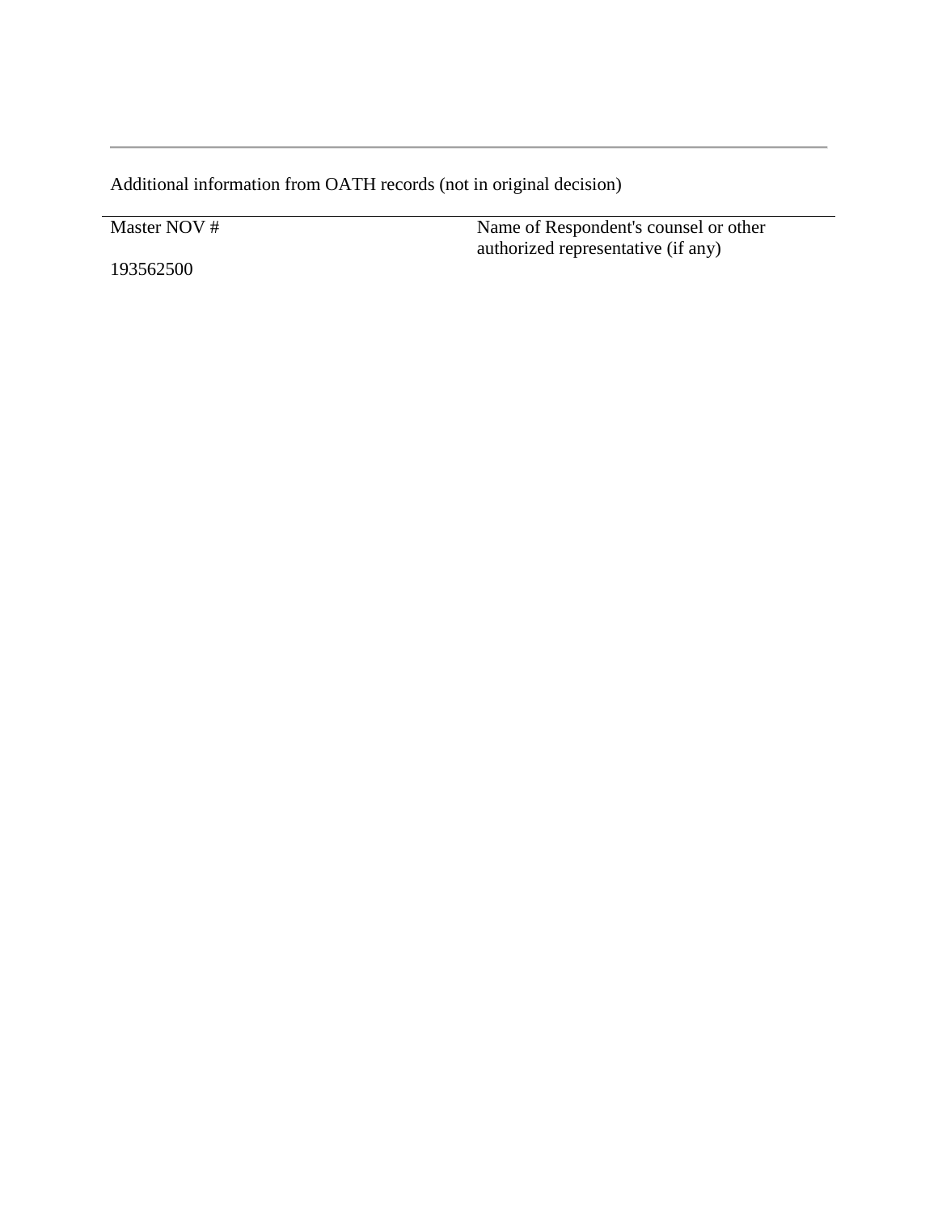---

Additional information from OATH records (not in original decision)

| Master NOV # | Name of Respondent's counsel or other authorized representative (if any) |
|---|---|
| 193562500 | |